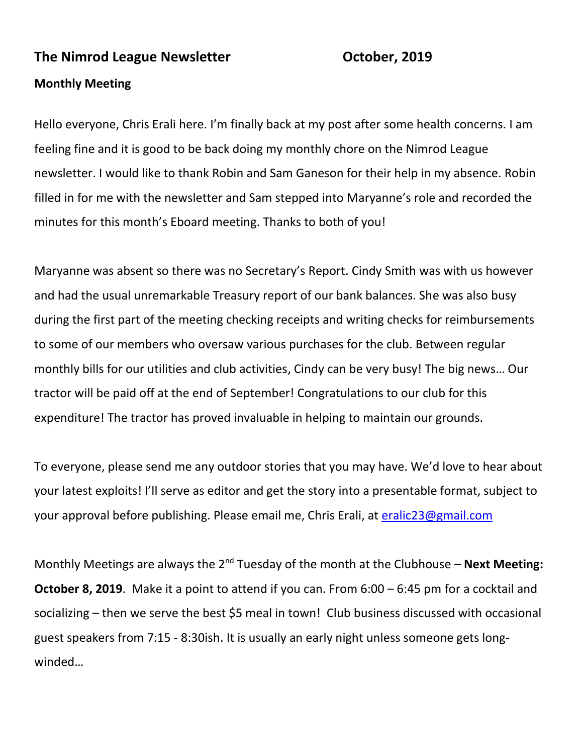# The Nimrod League Newsletter October, 2019

## Monthly Meeting

Hello everyone, Chris Erali here. I'm finally back at my post after some health concerns. I am feeling fine and it is good to be back doing my monthly chore on the Nimrod League newsletter. I would like to thank Robin and Sam Ganeson for their help in my absence. Robin filled in for me with the newsletter and Sam stepped into Maryanne's role and recorded the minutes for this month's Eboard meeting. Thanks to both of you!

Maryanne was absent so there was no Secretary's Report. Cindy Smith was with us however and had the usual unremarkable Treasury report of our bank balances. She was also busy during the first part of the meeting checking receipts and writing checks for reimbursements to some of our members who oversaw various purchases for the club. Between regular monthly bills for our utilities and club activities, Cindy can be very busy! The big news… Our tractor will be paid off at the end of September! Congratulations to our club for this expenditure! The tractor has proved invaluable in helping to maintain our grounds.

To everyone, please send me any outdoor stories that you may have. We'd love to hear about your latest exploits! I'll serve as editor and get the story into a presentable format, subject to your approval before publishing. Please email me, Chris Erali, at [eralic23@gmail.com](mailto:eralic23@gmail.com)

Monthly Meetings are always the 2nd Tuesday of the month at the Clubhouse – **Next Meeting: October 8, 2019**. Make it a point to attend if you can. From 6:00 – 6:45 pm for a cocktail and socializing – then we serve the best $5 meal in town! Club business discussed with occasional guest speakers from 7:15 - 8:30ish. It is usually an early night unless someone gets long-winded…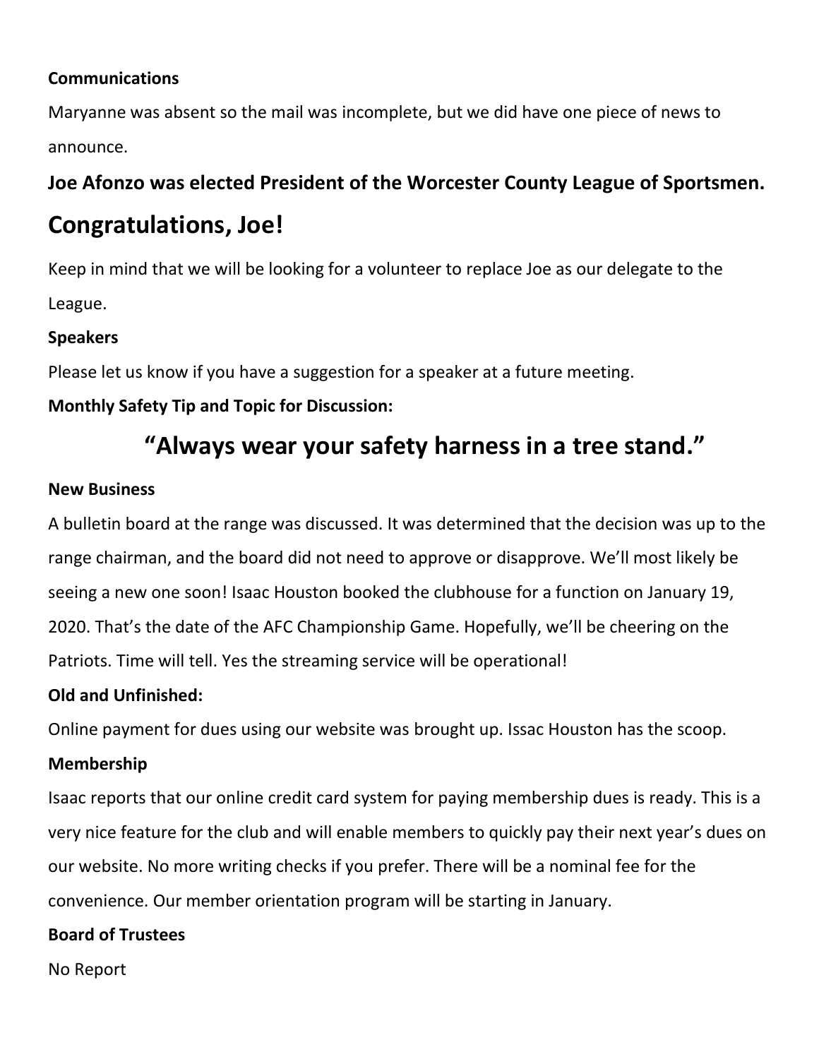**Communications**

Maryanne was absent so the mail was incomplete, but we did have one piece of news to announce.

### Joe Afonzo was elected President of the Worcester County League of Sportsmen.

## Congratulations, Joe!

Keep in mind that we will be looking for a volunteer to replace Joe as our delegate to the League.

**Speakers**

Please let us know if you have a suggestion for a speaker at a future meeting.

**Monthly Safety Tip and Topic for Discussion:**

## "Always wear your safety harness in a tree stand."

**New Business**

A bulletin board at the range was discussed. It was determined that the decision was up to the range chairman, and the board did not need to approve or disapprove. We'll most likely be seeing a new one soon! Isaac Houston booked the clubhouse for a function on January 19, 2020. That's the date of the AFC Championship Game. Hopefully, we'll be cheering on the Patriots. Time will tell. Yes the streaming service will be operational!

**Old and Unfinished:**

Online payment for dues using our website was brought up. Issac Houston has the scoop.

**Membership**

Isaac reports that our online credit card system for paying membership dues is ready. This is a very nice feature for the club and will enable members to quickly pay their next year's dues on our website. No more writing checks if you prefer. There will be a nominal fee for the convenience. Our member orientation program will be starting in January.

**Board of Trustees**

No Report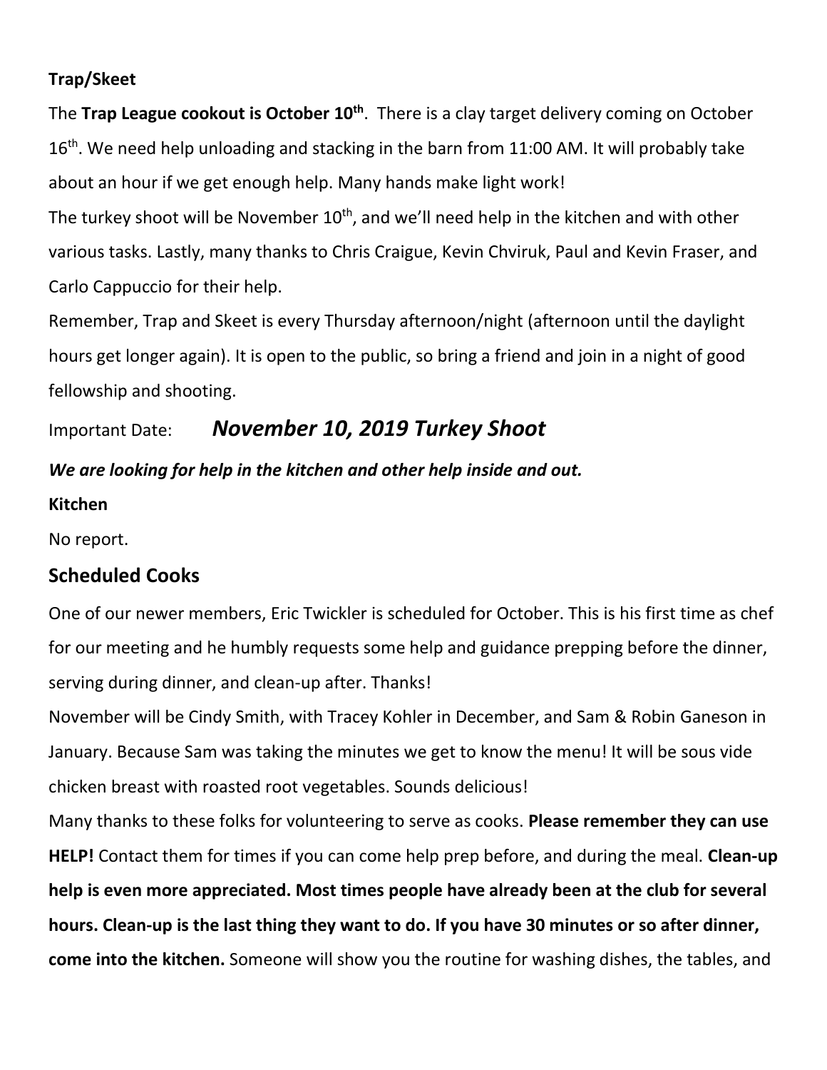**Trap/Skeet**

The **Trap League cookout is October 10th**. There is a clay target delivery coming on October 16th. We need help unloading and stacking in the barn from 11:00 AM. It will probably take about an hour if we get enough help. Many hands make light work!

The turkey shoot will be November 10th, and we'll need help in the kitchen and with other various tasks. Lastly, many thanks to Chris Craigue, Kevin Chviruk, Paul and Kevin Fraser, and Carlo Cappuccio for their help.

Remember, Trap and Skeet is every Thursday afternoon/night (afternoon until the daylight hours get longer again). It is open to the public, so bring a friend and join in a night of good fellowship and shooting.

Important Date: ***November 10, 2019 Turkey Shoot***

***We are looking for help in the kitchen and other help inside and out.***

**Kitchen**

No report.

## Scheduled Cooks

One of our newer members, Eric Twickler is scheduled for October. This is his first time as chef for our meeting and he humbly requests some help and guidance prepping before the dinner, serving during dinner, and clean-up after. Thanks!

November will be Cindy Smith, with Tracey Kohler in December, and Sam & Robin Ganeson in January. Because Sam was taking the minutes we get to know the menu! It will be sous vide chicken breast with roasted root vegetables. Sounds delicious!

Many thanks to these folks for volunteering to serve as cooks. **Please remember they can use HELP!** Contact them for times if you can come help prep before, and during the meal. **Clean-up help is even more appreciated. Most times people have already been at the club for several hours. Clean-up is the last thing they want to do. If you have 30 minutes or so after dinner, come into the kitchen.** Someone will show you the routine for washing dishes, the tables, and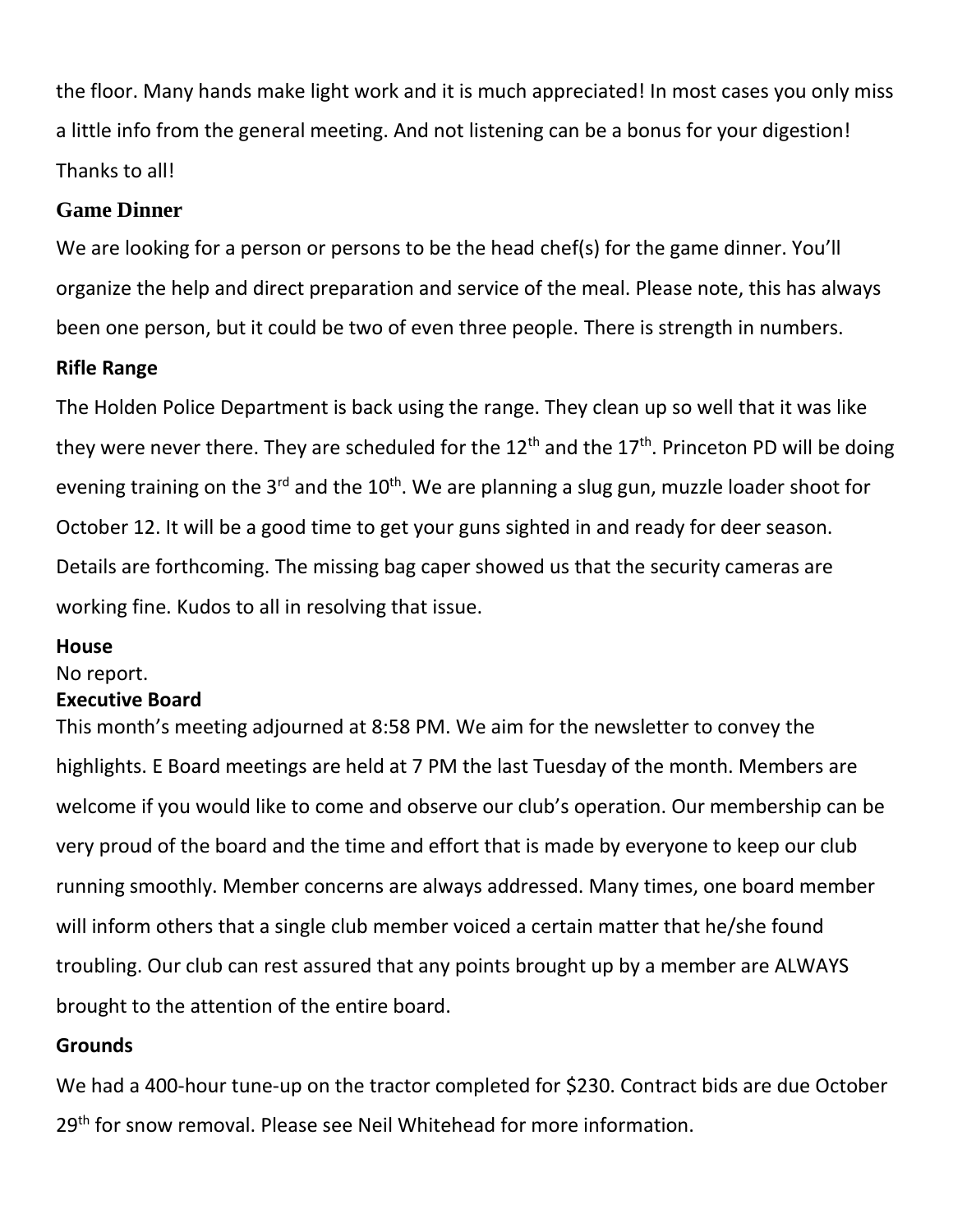the floor. Many hands make light work and it is much appreciated! In most cases you only miss a little info from the general meeting. And not listening can be a bonus for your digestion! Thanks to all!

## Game Dinner

We are looking for a person or persons to be the head chef(s) for the game dinner. You'll organize the help and direct preparation and service of the meal. Please note, this has always been one person, but it could be two of even three people. There is strength in numbers.

## Rifle Range

The Holden Police Department is back using the range. They clean up so well that it was like they were never there. They are scheduled for the 12th and the 17th. Princeton PD will be doing evening training on the 3rd and the 10th. We are planning a slug gun, muzzle loader shoot for October 12. It will be a good time to get your guns sighted in and ready for deer season. Details are forthcoming. The missing bag caper showed us that the security cameras are working fine. Kudos to all in resolving that issue.

## House

No report.

## Executive Board

This month's meeting adjourned at 8:58 PM. We aim for the newsletter to convey the highlights. E Board meetings are held at 7 PM the last Tuesday of the month. Members are welcome if you would like to come and observe our club's operation. Our membership can be very proud of the board and the time and effort that is made by everyone to keep our club running smoothly. Member concerns are always addressed. Many times, one board member will inform others that a single club member voiced a certain matter that he/she found troubling. Our club can rest assured that any points brought up by a member are ALWAYS brought to the attention of the entire board.

## Grounds

We had a 400-hour tune-up on the tractor completed for $230. Contract bids are due October 29th for snow removal. Please see Neil Whitehead for more information.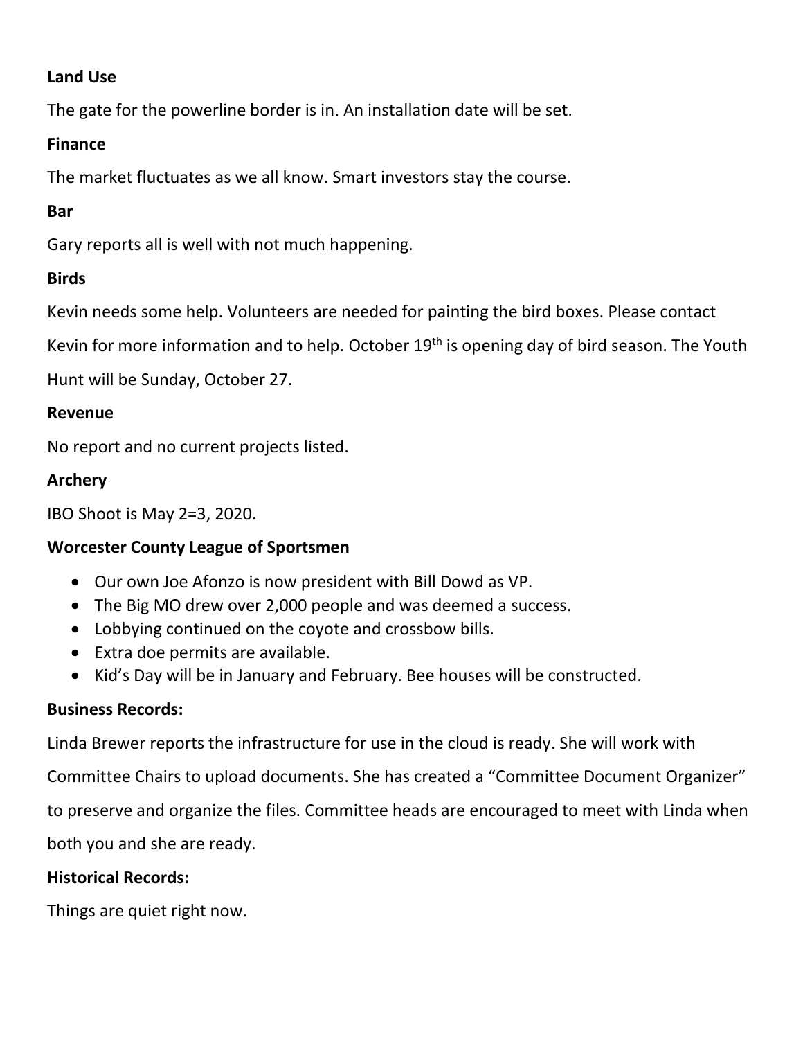**Land Use**

The gate for the powerline border is in. An installation date will be set.

**Finance**

The market fluctuates as we all know. Smart investors stay the course.

**Bar**

Gary reports all is well with not much happening.

**Birds**

Kevin needs some help. Volunteers are needed for painting the bird boxes. Please contact Kevin for more information and to help. October 19th is opening day of bird season. The Youth Hunt will be Sunday, October 27.

**Revenue**

No report and no current projects listed.

**Archery**

IBO Shoot is May 2=3, 2020.

**Worcester County League of Sportsmen**

- Our own Joe Afonzo is now president with Bill Dowd as VP.
- The Big MO drew over 2,000 people and was deemed a success.
- Lobbying continued on the coyote and crossbow bills.
- Extra doe permits are available.
- Kid's Day will be in January and February. Bee houses will be constructed.

**Business Records:**

Linda Brewer reports the infrastructure for use in the cloud is ready. She will work with Committee Chairs to upload documents. She has created a "Committee Document Organizer" to preserve and organize the files. Committee heads are encouraged to meet with Linda when both you and she are ready.

**Historical Records:**

Things are quiet right now.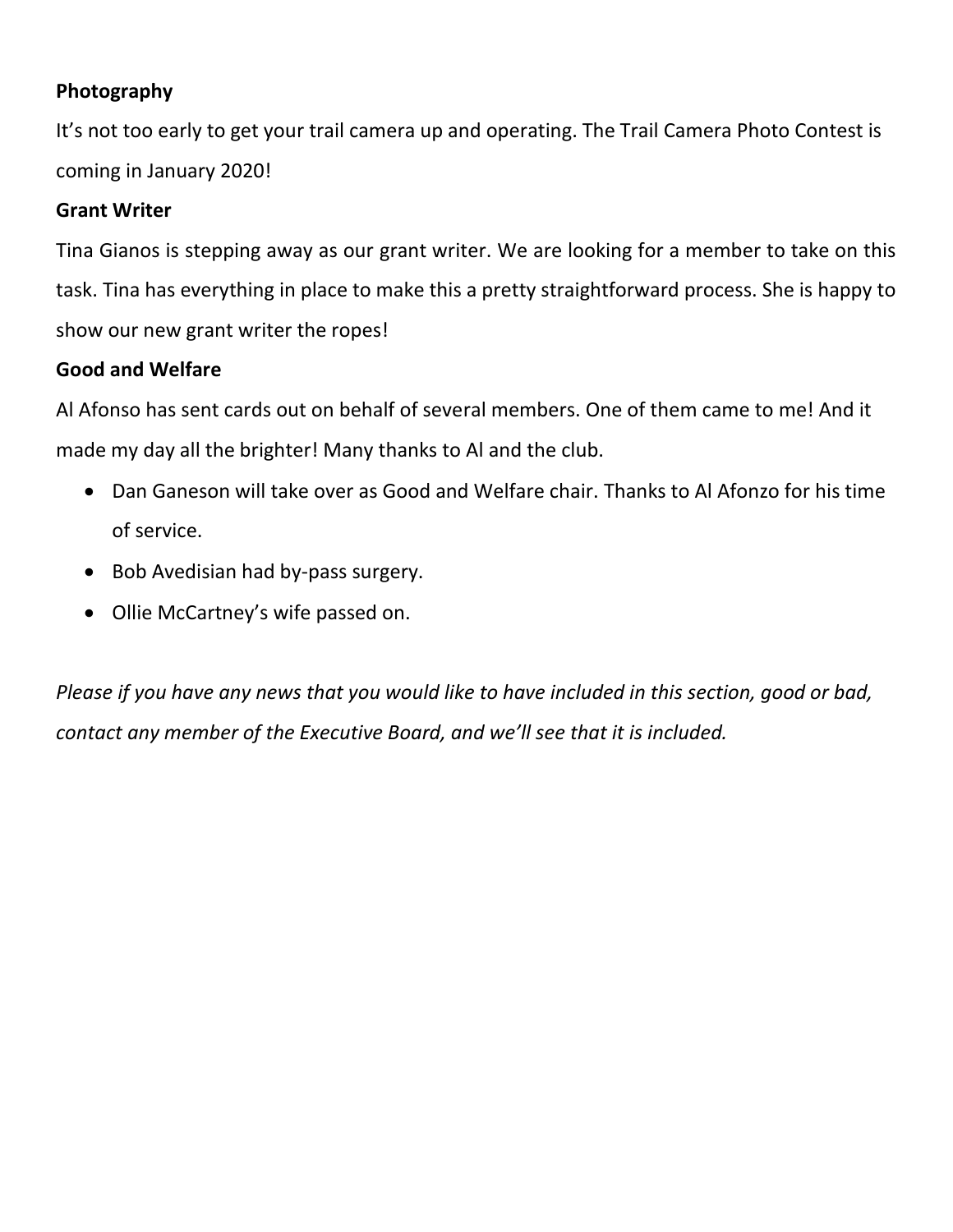**Photography**

It's not too early to get your trail camera up and operating. The Trail Camera Photo Contest is coming in January 2020!

**Grant Writer**

Tina Gianos is stepping away as our grant writer. We are looking for a member to take on this task. Tina has everything in place to make this a pretty straightforward process. She is happy to show our new grant writer the ropes!

**Good and Welfare**

Al Afonso has sent cards out on behalf of several members. One of them came to me! And it made my day all the brighter! Many thanks to Al and the club.

- Dan Ganeson will take over as Good and Welfare chair. Thanks to Al Afonzo for his time of service.
- Bob Avedisian had by-pass surgery.
- Ollie McCartney's wife passed on.

*Please if you have any news that you would like to have included in this section, good or bad, contact any member of the Executive Board, and we'll see that it is included.*